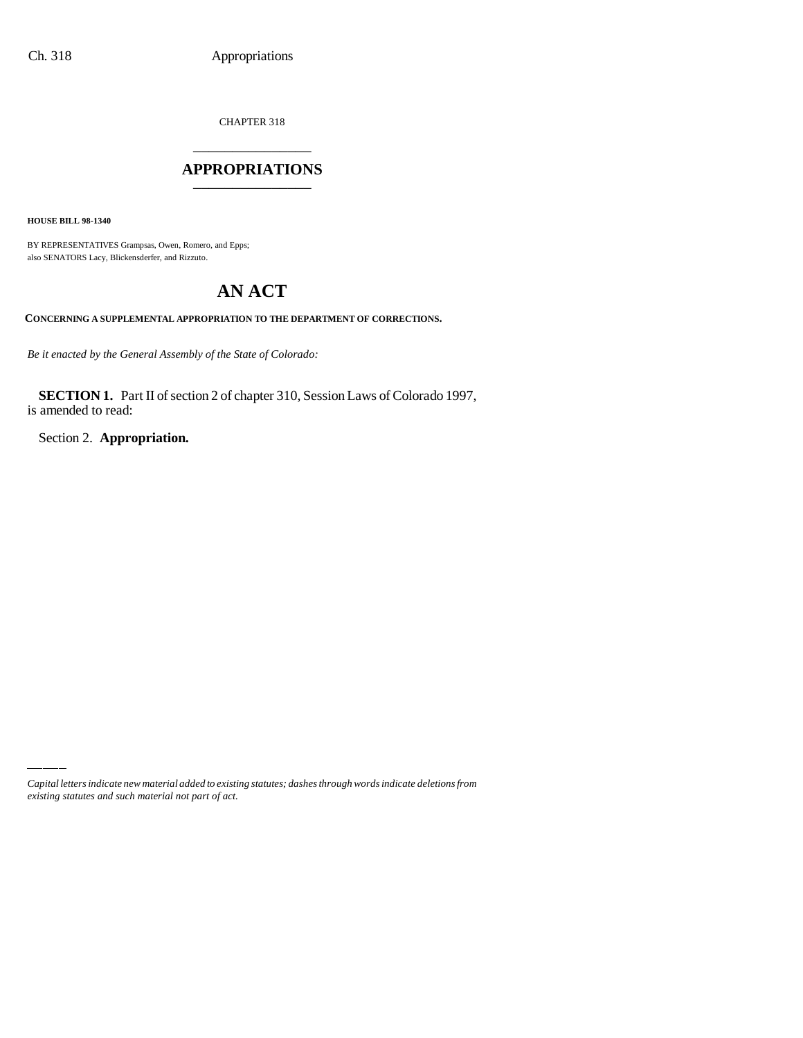CHAPTER 318

# APPROPRIATIONS

**HOUSE BILL 98-1340**

BY REPRESENTATIVES Grampsas, Owen, Romero, and Epps;
also SENATORS Lacy, Blickensderfer, and Rizzuto.

# AN ACT

**CONCERNING A SUPPLEMENTAL APPROPRIATION TO THE DEPARTMENT OF CORRECTIONS.**

*Be it enacted by the General Assembly of the State of Colorado:*

**SECTION 1.** Part II of section 2 of chapter 310, Session Laws of Colorado 1997, is amended to read:

Section 2. **Appropriation.**

*Capital letters indicate new material added to existing statutes; dashes through words indicate deletions from existing statutes and such material not part of act.*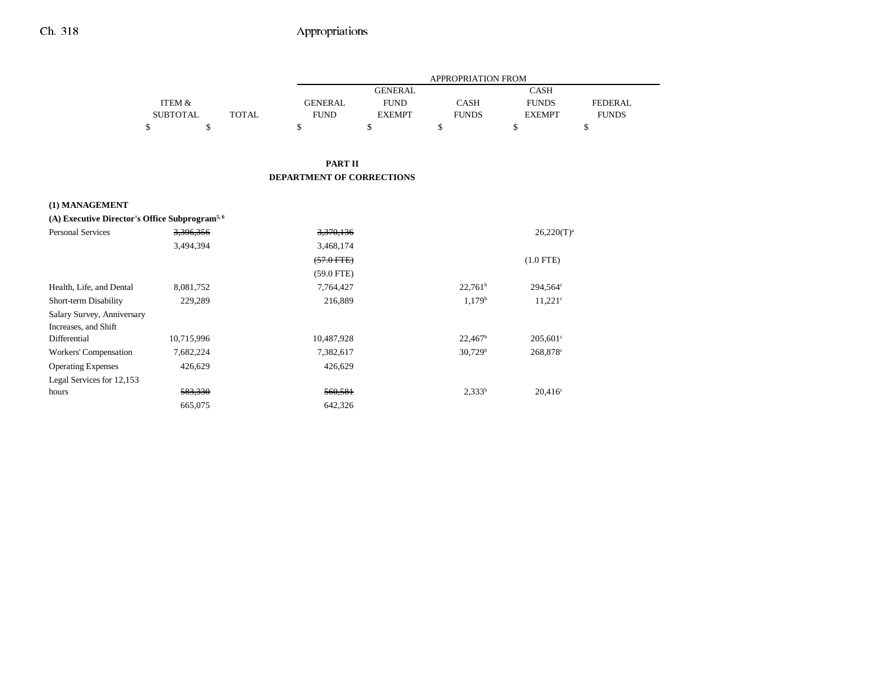| | ITEM & SUBTOTAL | TOTAL | APPROPRIATION FROM GENERAL FUND | GENERAL FUND EXEMPT | CASH FUNDS | CASH FUNDS EXEMPT | FEDERAL FUNDS |
|---|---|---|---|---|---|---|---|
| | $ | $ | $ | $ | $ | $ | $ |

**PART II**
**DEPARTMENT OF CORRECTIONS**

**(1) MANAGEMENT**

**(A) Executive Director's Office Subprogram[5, 6]**

| | ITEM & SUBTOTAL | TOTAL | GENERAL FUND | GENERAL FUND EXEMPT | CASH FUNDS | CASH FUNDS EXEMPT | FEDERAL FUNDS |
|---|---|---|---|---|---|---|---|
| Personal Services | ~~3,396,356~~ | | ~~3,370,136~~ | | | 26,220(T)[a] | |
| | 3,494,394 | | 3,468,174 | | | | |
| | | | ~~(57.0 FTE)~~ | | | (1.0 FTE) | |
| | | | (59.0 FTE) | | | | |
| Health, Life, and Dental | 8,081,752 | | 7,764,427 | | 22,761[b] | 294,564[c] | |
| Short-term Disability | 229,289 | | 216,889 | | 1,179[b] | 11,221[c] | |
| Salary Survey, Anniversary Increases, and Shift Differential | 10,715,996 | | 10,487,928 | | 22,467[b] | 205,601[c] | |
| Workers' Compensation | 7,682,224 | | 7,382,617 | | 30,729[b] | 268,878[c] | |
| Operating Expenses | 426,629 | | 426,629 | | | | |
| Legal Services for 12,153 hours | ~~583,330~~ | | ~~560,581~~ | | 2,333[b] | 20,416[c] | |
| | 665,075 | | 642,326 | | | | |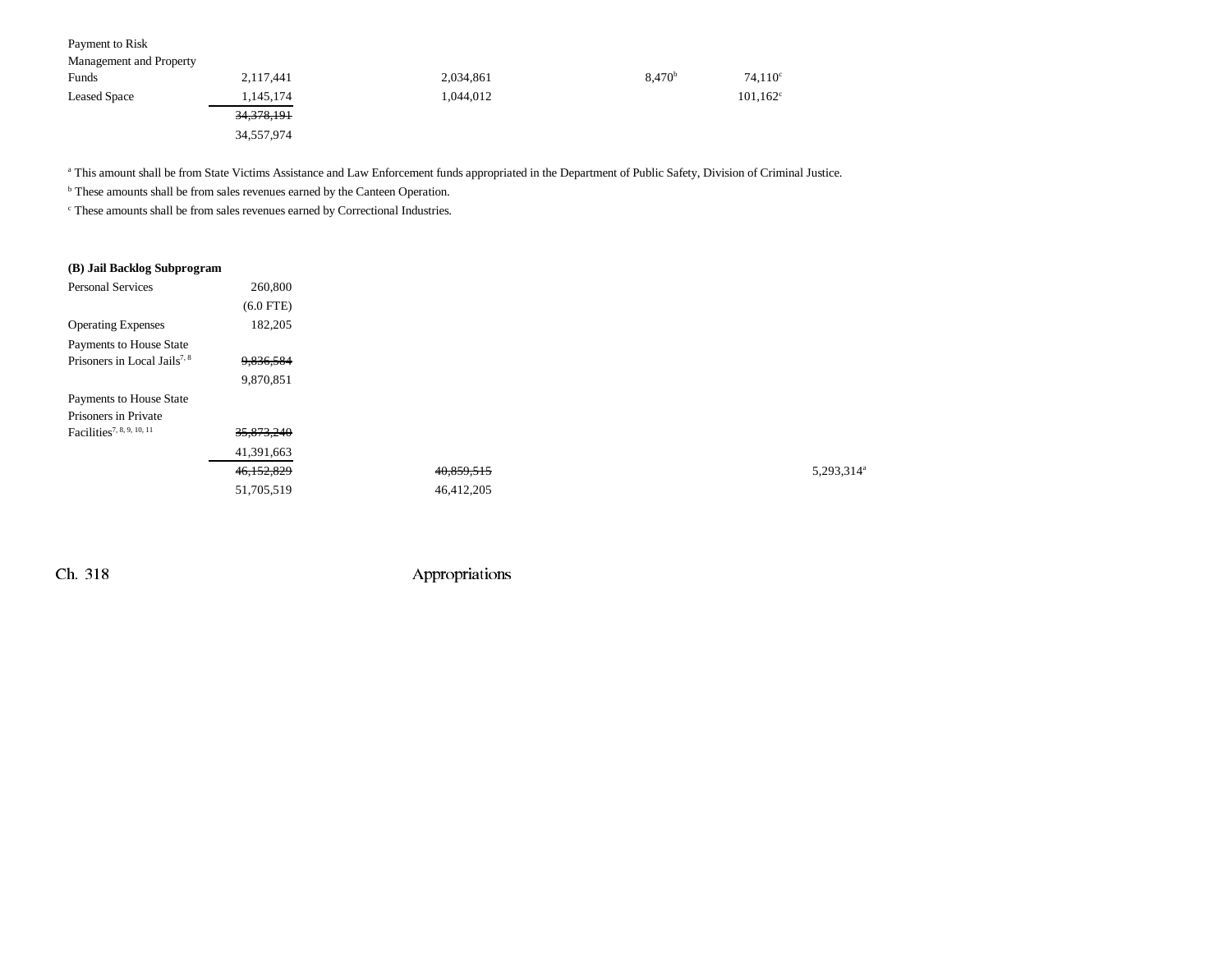| | | | | | |
|---|---|---|---|---|---|
| Payment to Risk Management and Property Funds | 2,117,441 | 2,034,861 | 8,470[b] | 74,110[c] | |
| Leased Space | 1,145,174 | 1,044,012 | | 101,162[c] | |
| | ~~34,378,191~~ | | | | |
| | 34,557,974 | | | | |

[a] This amount shall be from State Victims Assistance and Law Enforcement funds appropriated in the Department of Public Safety, Division of Criminal Justice.

[b] These amounts shall be from sales revenues earned by the Canteen Operation.

[c] These amounts shall be from sales revenues earned by Correctional Industries.

| | | | | | |
|---|---|---|---|---|---|
| **(B) Jail Backlog Subprogram** | | | | | |
| Personal Services | 260,800 | | | | |
| | (6.0 FTE) | | | | |
| Operating Expenses | 182,205 | | | | |
| Payments to House State Prisoners in Local Jails[7, 8] | ~~9,836,584~~ | | | | |
| | 9,870,851 | | | | |
| Payments to House State Prisoners in Private Facilities[7, 8, 9, 10, 11] | ~~35,873,240~~ | | | | |
| | 41,391,663 | | | | |
| | ~~46,152,829~~ | ~~40,859,515~~ | | | 5,293,314[a] |
| | 51,705,519 | 46,412,205 | | | |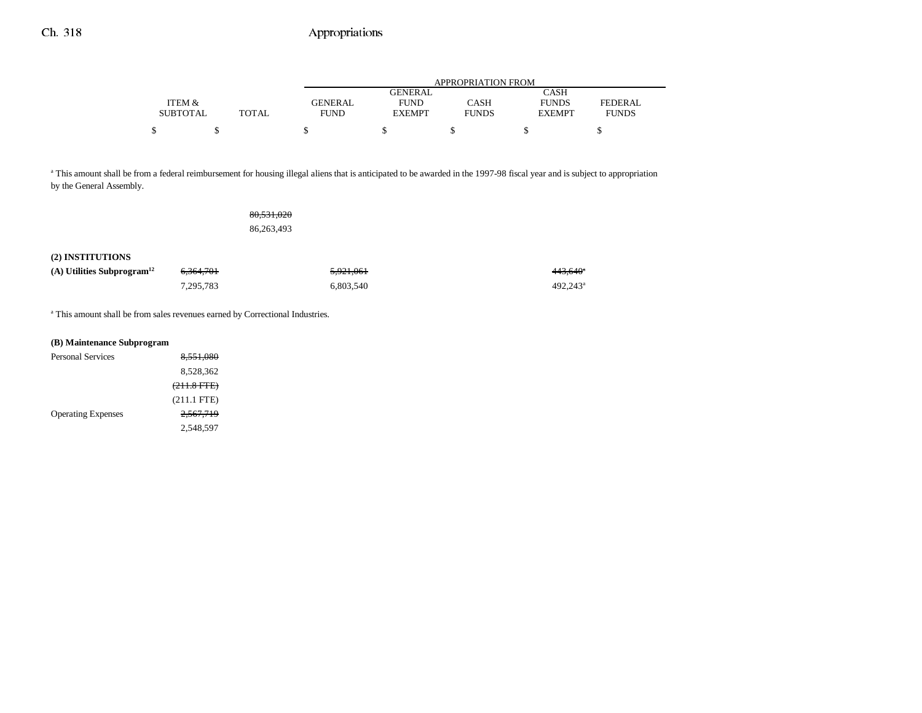| ITEM & SUBTOTAL | TOTAL | APPROPRIATION FROM GENERAL FUND | GENERAL FUND EXEMPT | CASH FUNDS | CASH FUNDS EXEMPT | FEDERAL FUNDS |
|---|---|---|---|---|---|---|
| $ | $ | $ | $ | $ | $ | $ |

[a] This amount shall be from a federal reimbursement for housing illegal aliens that is anticipated to be awarded in the 1997-98 fiscal year and is subject to appropriation by the General Assembly.

| | ITEM & SUBTOTAL | TOTAL | GENERAL FUND | GENERAL FUND EXEMPT | CASH FUNDS | CASH FUNDS EXEMPT | FEDERAL FUNDS |
|---|---|---|---|---|---|---|---|
| | | ~~80,531,020~~ | | | | | |
| | | 86,263,493 | | | | | |
| **(2) INSTITUTIONS** | | | | | | | |
| **(A) Utilities Subprogram[12]** | ~~6,364,701~~ | | ~~5,921,061~~ | | | ~~443,640~~[a] | |
| | 7,295,783 | | 6,803,540 | | | 492,243[a] | |

[a] This amount shall be from sales revenues earned by Correctional Industries.

**(B) Maintenance Subprogram**

| | ITEM & SUBTOTAL |
|---|---|
| Personal Services | ~~8,551,080~~ |
| | 8,528,362 |
| | ~~(211.8 FTE)~~ |
| | (211.1 FTE) |
| Operating Expenses | ~~2,567,719~~ |
| | 2,548,597 |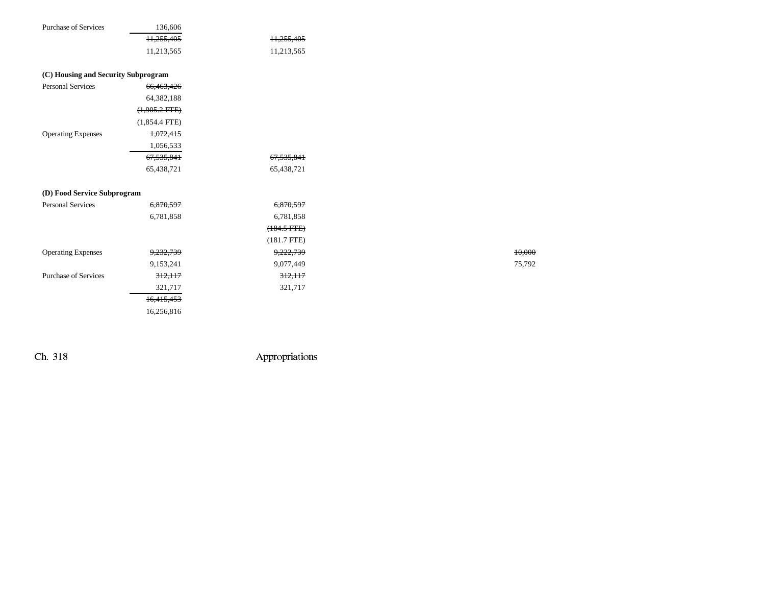| | | | | |
|---|---|---|---|---|
| Purchase of Services | 136,606 | | | |
| | ~~11,255,405~~ | ~~11,255,405~~ | | |
| | 11,213,565 | 11,213,565 | | |
| **(C) Housing and Security Subprogram** | | | | |
| Personal Services | ~~66,463,426~~ | | | |
| | 64,382,188 | | | |
| | ~~(1,905.2 FTE)~~ | | | |
| | (1,854.4 FTE) | | | |
| Operating Expenses | ~~1,072,415~~ | | | |
| | 1,056,533 | | | |
| | ~~67,535,841~~ | ~~67,535,841~~ | | |
| | 65,438,721 | 65,438,721 | | |
| **(D) Food Service Subprogram** | | | | |
| Personal Services | ~~6,870,597~~ | ~~6,870,597~~ | | |
| | 6,781,858 | 6,781,858 | | |
| | | ~~(184.5 FTE)~~ | | |
| | | (181.7 FTE) | | |
| Operating Expenses | ~~9,232,739~~ | ~~9,222,739~~ | | ~~10,000~~ |
| | 9,153,241 | 9,077,449 | | 75,792 |
| Purchase of Services | ~~312,117~~ | ~~312,117~~ | | |
| | 321,717 | 321,717 | | |
| | ~~16,415,453~~ | | | |
| | 16,256,816 | | | |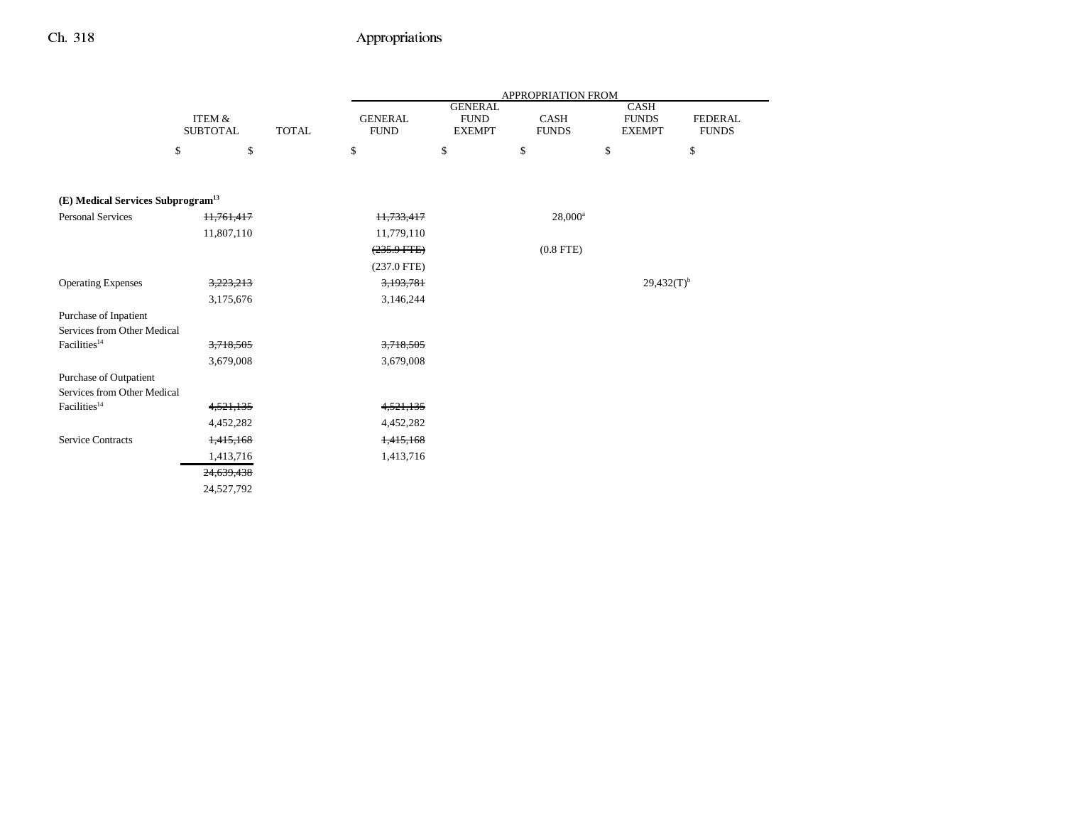| | ITEM & SUBTOTAL | TOTAL | APPROPRIATION FROM GENERAL FUND | GENERAL FUND EXEMPT | CASH FUNDS | CASH FUNDS EXEMPT | FEDERAL FUNDS |
|---|---|---|---|---|---|---|---|
| | $ | $ | $ | $ | $ | $ | $ |
| **(E) Medical Services Subprogram**[13] | | | | | | | |
| Personal Services | ~~11,761,417~~ | | ~~11,733,417~~ | | 28,000[a] | | |
| | 11,807,110 | | 11,779,110 | | | | |
| | | | ~~(235.9 FTE)~~ | | (0.8 FTE) | | |
| | | | (237.0 FTE) | | | | |
| Operating Expenses | ~~3,223,213~~ | | ~~3,193,781~~ | | | 29,432(T)[b] | |
| | 3,175,676 | | 3,146,244 | | | | |
| Purchase of Inpatient Services from Other Medical Facilities[14] | ~~3,718,505~~ | | ~~3,718,505~~ | | | | |
| | 3,679,008 | | 3,679,008 | | | | |
| Purchase of Outpatient Services from Other Medical Facilities[14] | ~~4,521,135~~ | | ~~4,521,135~~ | | | | |
| | 4,452,282 | | 4,452,282 | | | | |
| Service Contracts | ~~1,415,168~~ | | ~~1,415,168~~ | | | | |
| | 1,413,716 | | 1,413,716 | | | | |
| | ~~24,639,438~~ | | | | | | |
| | 24,527,792 | | | | | | |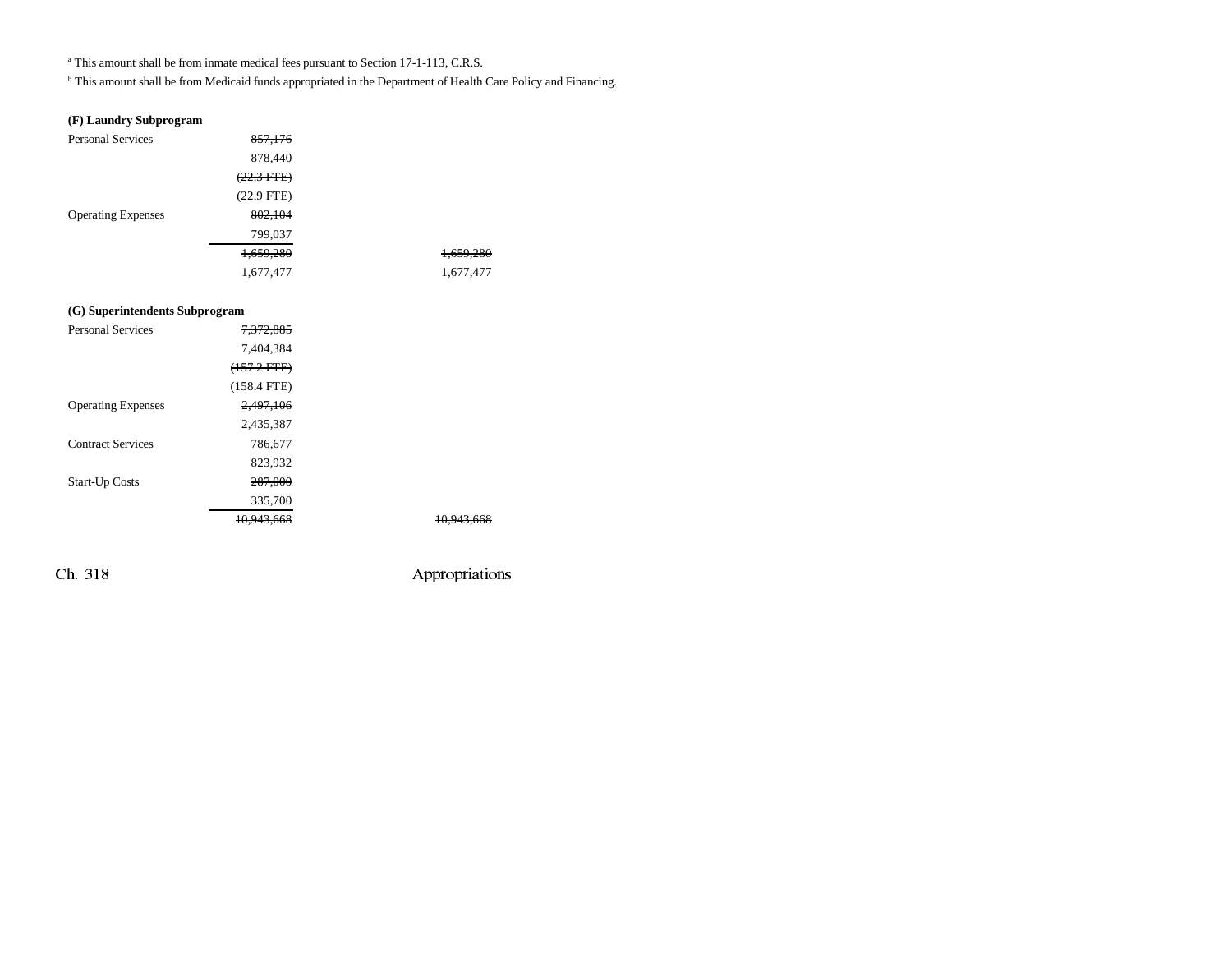[a] This amount shall be from inmate medical fees pursuant to Section 17-1-113, C.R.S.

[b] This amount shall be from Medicaid funds appropriated in the Department of Health Care Policy and Financing.

**(F) Laundry Subprogram**

| | | |
|---|---|---|
| Personal Services | ~~857,176~~ | |
| | 878,440 | |
| | ~~(22.3 FTE)~~ | |
| | (22.9 FTE) | |
| Operating Expenses | ~~802,104~~ | |
| | 799,037 | |
| | ~~1,659,280~~ | ~~1,659,280~~ |
| | 1,677,477 | 1,677,477 |

**(G) Superintendents Subprogram**

| | | |
|---|---|---|
| Personal Services | ~~7,372,885~~ | |
| | 7,404,384 | |
| | ~~(157.2 FTE)~~ | |
| | (158.4 FTE) | |
| Operating Expenses | ~~2,497,106~~ | |
| | 2,435,387 | |
| Contract Services | ~~786,677~~ | |
| | 823,932 | |
| Start-Up Costs | ~~287,000~~ | |
| | 335,700 | |
| | ~~10,943,668~~ | ~~10,943,668~~ |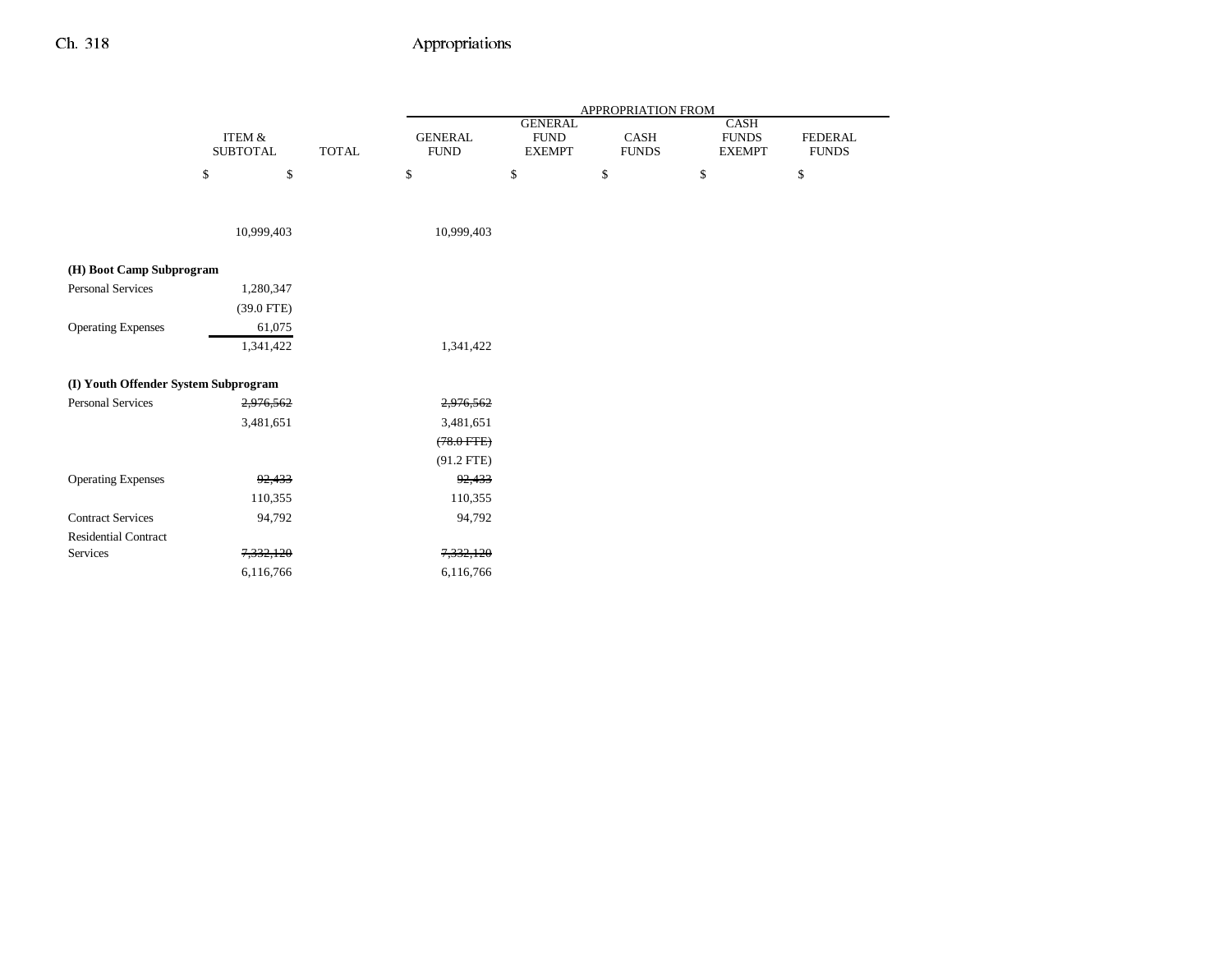| | ITEM & SUBTOTAL | TOTAL | APPROPRIATION FROM GENERAL FUND | GENERAL FUND EXEMPT | CASH FUNDS | CASH FUNDS EXEMPT | FEDERAL FUNDS |
|---|---|---|---|---|---|---|---|
| | $ | $ | $ | $ | $ | $ | $ |
| | 10,999,403 | | 10,999,403 | | | | |
| **(H) Boot Camp Subprogram** | | | | | | | |
| Personal Services | 1,280,347 | | | | | | |
| | (39.0 FTE) | | | | | | |
| Operating Expenses | 61,075 | | | | | | |
| | 1,341,422 | | 1,341,422 | | | | |
| **(I) Youth Offender System Subprogram** | | | | | | | |
| Personal Services | ~~2,976,562~~ | | ~~2,976,562~~ | | | | |
| | 3,481,651 | | 3,481,651 | | | | |
| | | | ~~(78.0 FTE)~~ | | | | |
| | | | (91.2 FTE) | | | | |
| Operating Expenses | ~~92,433~~ | | ~~92,433~~ | | | | |
| | 110,355 | | 110,355 | | | | |
| Contract Services | 94,792 | | 94,792 | | | | |
| Residential Contract Services | ~~7,332,120~~ | | ~~7,332,120~~ | | | | |
| | 6,116,766 | | 6,116,766 | | | | |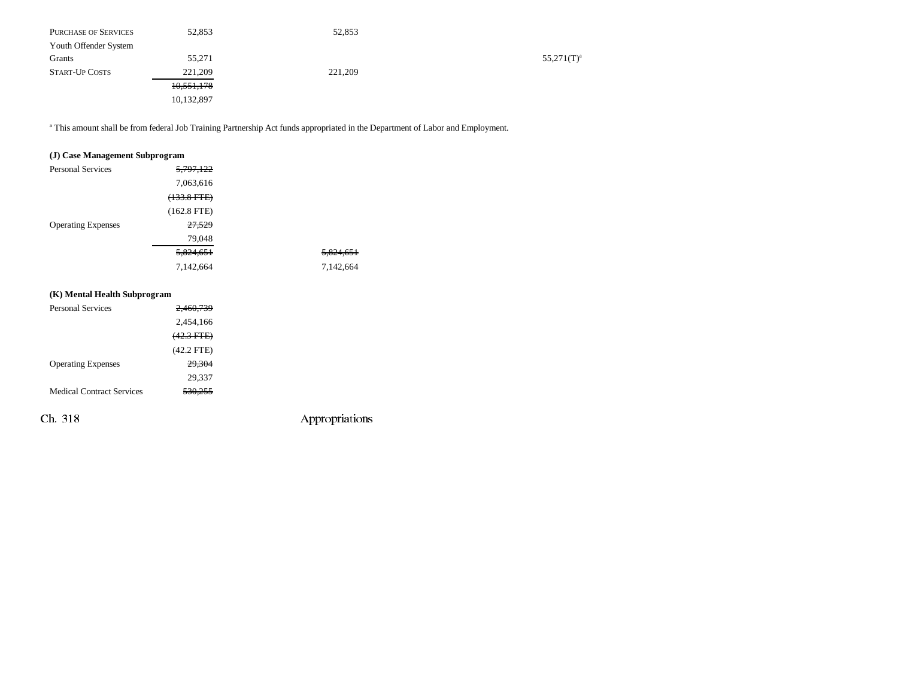| | | | | | |
|---|---|---|---|---|---|
| PURCHASE OF SERVICES | 52,853 | 52,853 | | | |
| Youth Offender System Grants | 55,271 | | | | 55,271(T)[a] |
| START-UP COSTS | 221,209 | 221,209 | | | |
| | ~~10,551,178~~ | | | | |
| | 10,132,897 | | | | |

[a] This amount shall be from federal Job Training Partnership Act funds appropriated in the Department of Labor and Employment.

**(J) Case Management Subprogram**

| | | |
|---|---|---|
| Personal Services | ~~5,797,122~~ | |
| | 7,063,616 | |
| | ~~(133.8 FTE)~~ | |
| | (162.8 FTE) | |
| Operating Expenses | ~~27,529~~ | |
| | 79,048 | |
| | ~~5,824,651~~ | ~~5,824,651~~ |
| | 7,142,664 | 7,142,664 |

**(K) Mental Health Subprogram**

| | |
|---|---|
| Personal Services | ~~2,460,739~~ |
| | 2,454,166 |
| | ~~(42.3 FTE)~~ |
| | (42.2 FTE) |
| Operating Expenses | ~~29,304~~ |
| | 29,337 |
| Medical Contract Services | ~~530,255~~ |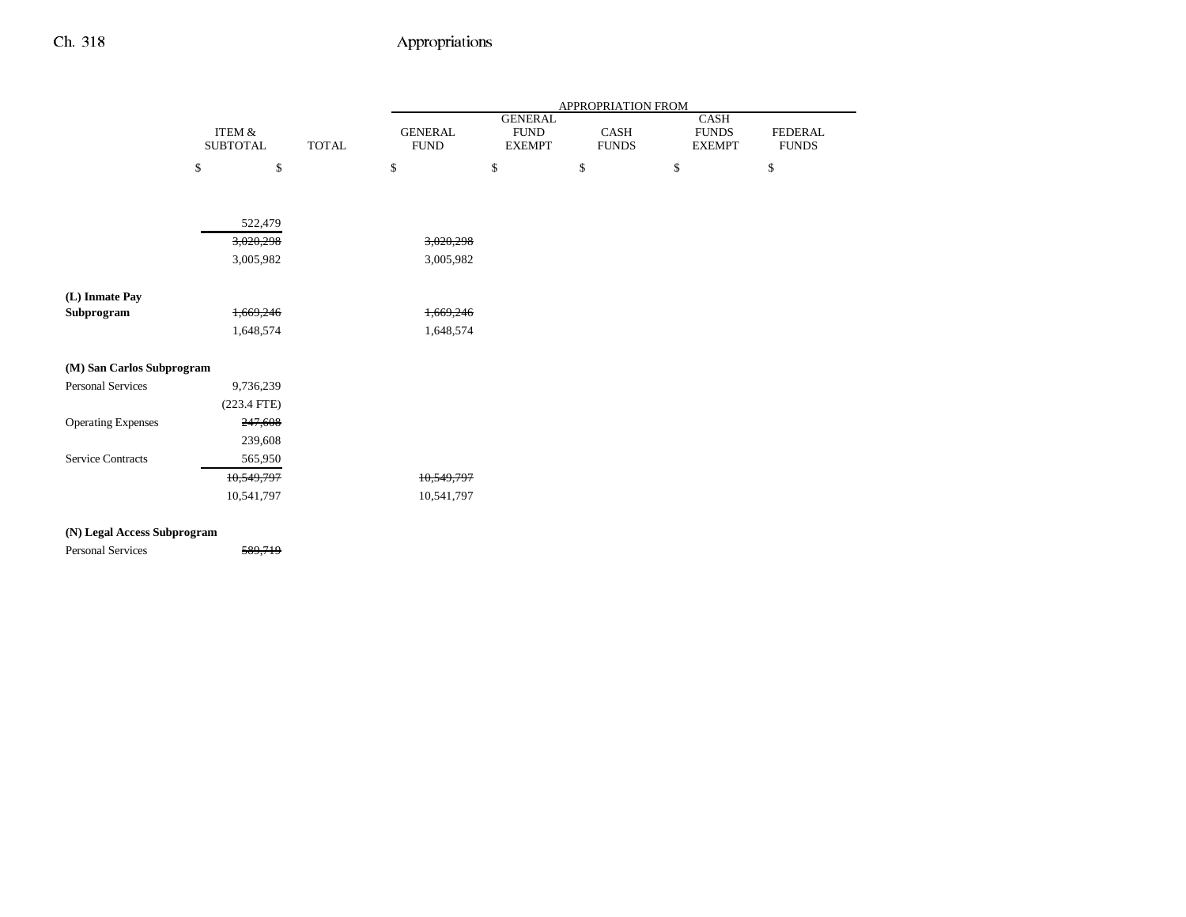| | ITEM & SUBTOTAL | TOTAL | GENERAL FUND | GENERAL FUND EXEMPT | CASH FUNDS | CASH FUNDS EXEMPT | FEDERAL FUNDS |
|---|---|---|---|---|---|---|---|
| | $ | $ | $ | $ | $ | $ | $ |
| | 522,479 | | | | | | |
| | ~~3,020,298~~ | | ~~3,020,298~~ | | | | |
| | 3,005,982 | | 3,005,982 | | | | |
| **(L) Inmate Pay Subprogram** | ~~1,669,246~~ | | ~~1,669,246~~ | | | | |
| | 1,648,574 | | 1,648,574 | | | | |
| **(M) San Carlos Subprogram** | | | | | | | |
| Personal Services | 9,736,239 | | | | | | |
| | (223.4 FTE) | | | | | | |
| Operating Expenses | ~~247,608~~ | | | | | | |
| | 239,608 | | | | | | |
| Service Contracts | 565,950 | | | | | | |
| | ~~10,549,797~~ | | ~~10,549,797~~ | | | | |
| | 10,541,797 | | 10,541,797 | | | | |
| **(N) Legal Access Subprogram** | | | | | | | |
| Personal Services | ~~589,719~~ | | | | | | |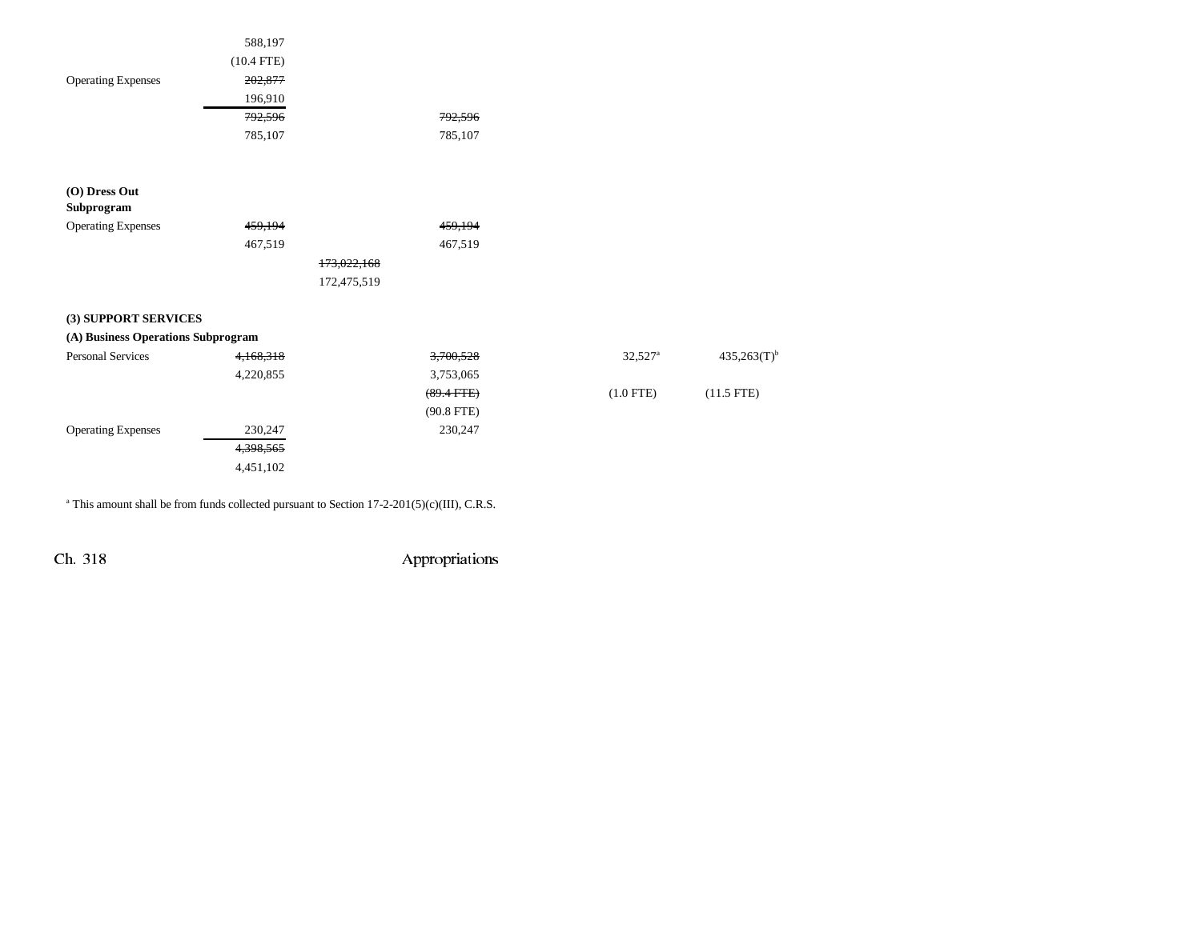| | | | | | |
|---|---|---|---|---|---|
| | 588,197 | | | | |
| | (10.4 FTE) | | | | |
| Operating Expenses | ~~202,877~~ | | | | |
| | 196,910 | | | | |
| | ~~792,596~~ | | ~~792,596~~ | | |
| | 785,107 | | 785,107 | | |
| | | | | | |
| **(O) Dress Out Subprogram** | | | | | |
| Operating Expenses | ~~459,194~~ | | ~~459,194~~ | | |
| | 467,519 | | 467,519 | | |
| | | ~~173,022,168~~ | | | |
| | | 172,475,519 | | | |
| | | | | | |
| **(3) SUPPORT SERVICES** | | | | | |
| **(A) Business Operations Subprogram** | | | | | |
| Personal Services | ~~4,168,318~~ | | ~~3,700,528~~ | 32,527[a] | 435,263(T)[b] |
| | 4,220,855 | | 3,753,065 | | |
| | | | ~~(89.4 FTE)~~ | (1.0 FTE) | (11.5 FTE) |
| | | | (90.8 FTE) | | |
| Operating Expenses | 230,247 | | 230,247 | | |
| | ~~4,398,565~~ | | | | |
| | 4,451,102 | | | | |

[a] This amount shall be from funds collected pursuant to Section 17-2-201(5)(c)(III), C.R.S.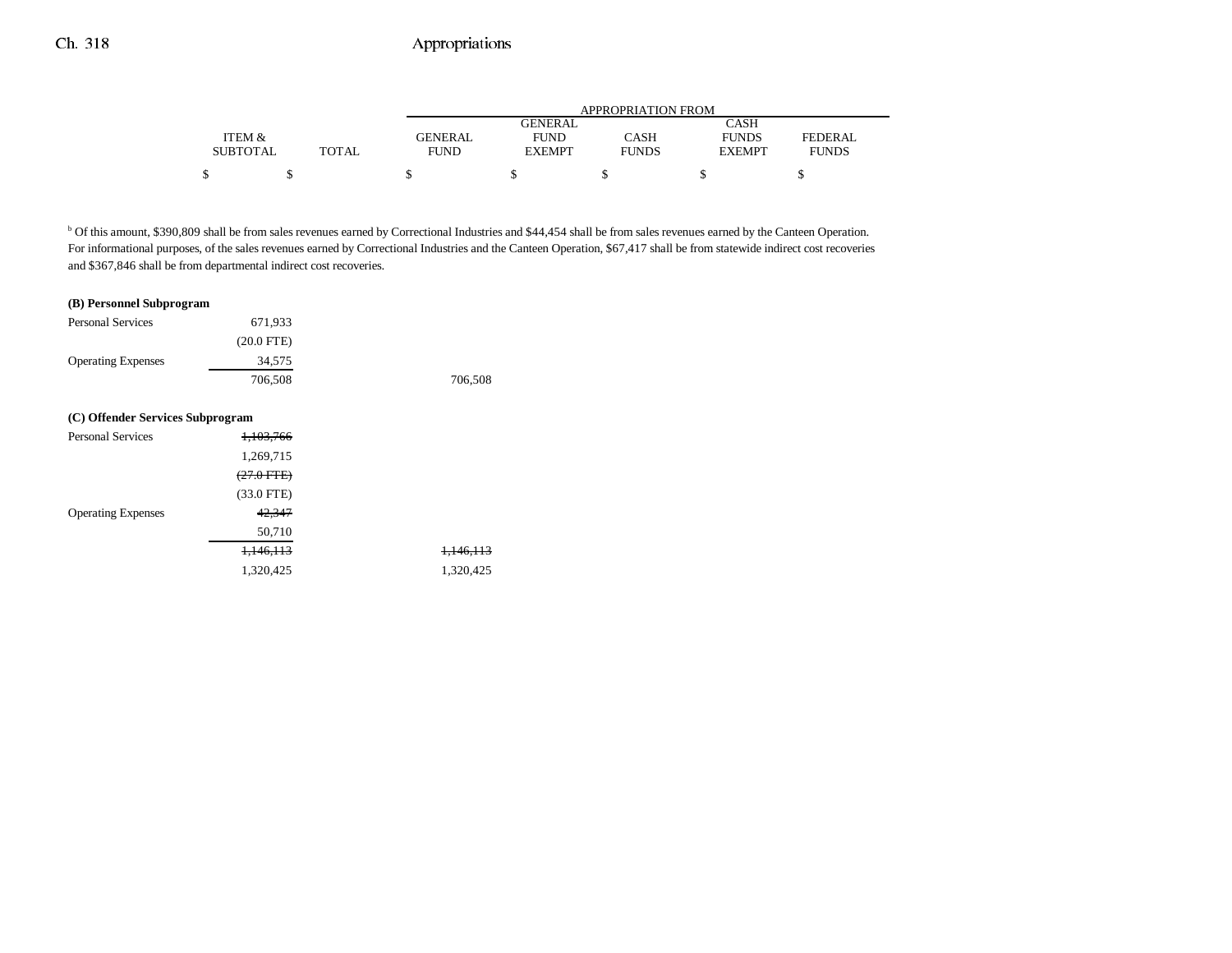| | ITEM & SUBTOTAL | TOTAL | APPROPRIATION FROM GENERAL FUND | GENERAL FUND EXEMPT | CASH FUNDS | CASH FUNDS EXEMPT | FEDERAL FUNDS |
|---|---|---|---|---|---|---|---|
| | $ | $ | $ | $ | $ | $ | $ |

[b] Of this amount, $390,809 shall be from sales revenues earned by Correctional Industries and $44,454 shall be from sales revenues earned by the Canteen Operation. For informational purposes, of the sales revenues earned by Correctional Industries and the Canteen Operation, $67,417 shall be from statewide indirect cost recoveries and $367,846 shall be from departmental indirect cost recoveries.

**(B) Personnel Subprogram**

| | ITEM & SUBTOTAL | TOTAL | GENERAL FUND | GENERAL FUND EXEMPT | CASH FUNDS | CASH FUNDS EXEMPT | FEDERAL FUNDS |
|---|---|---|---|---|---|---|---|
| Personal Services | 671,933 | | | | | | |
| | (20.0 FTE) | | | | | | |
| Operating Expenses | 34,575 | | | | | | |
| | 706,508 | | 706,508 | | | | |

**(C) Offender Services Subprogram**

| | ITEM & SUBTOTAL | TOTAL | GENERAL FUND | GENERAL FUND EXEMPT | CASH FUNDS | CASH FUNDS EXEMPT | FEDERAL FUNDS |
|---|---|---|---|---|---|---|---|
| Personal Services | ~~1,103,766~~ | | | | | | |
| | 1,269,715 | | | | | | |
| | ~~(27.0 FTE)~~ | | | | | | |
| | (33.0 FTE) | | | | | | |
| Operating Expenses | ~~42,347~~ | | | | | | |
| | 50,710 | | | | | | |
| | ~~1,146,113~~ | | ~~1,146,113~~ | | | | |
| | 1,320,425 | | 1,320,425 | | | | |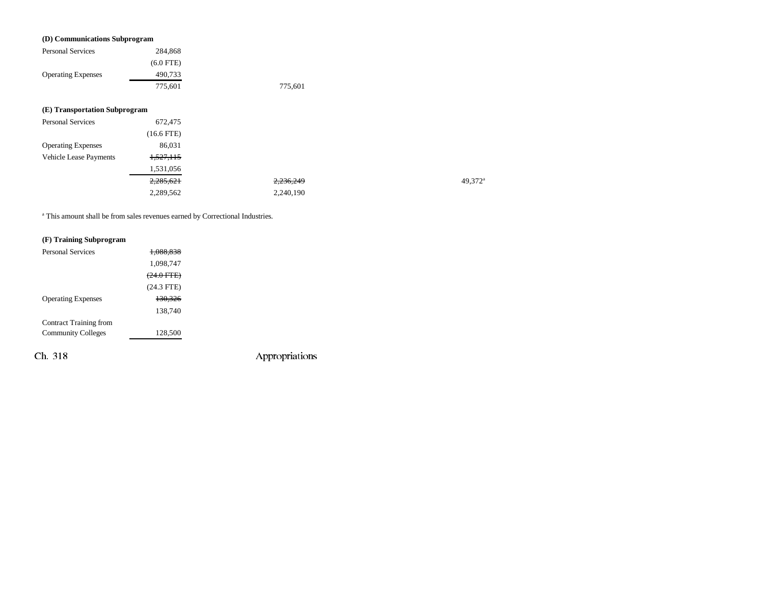**(D) Communications Subprogram**

| | | | | |
|---|---|---|---|---|
| Personal Services | 284,868 | | | |
| | (6.0 FTE) | | | |
| Operating Expenses | 490,733 | | | |
| | 775,601 | 775,601 | | |

**(E) Transportation Subprogram**

| | | | | |
|---|---|---|---|---|
| Personal Services | 672,475 | | | |
| | (16.6 FTE) | | | |
| Operating Expenses | 86,031 | | | |
| Vehicle Lease Payments | ~~1,527,115~~ | | | |
| | 1,531,056 | | | |
| | ~~2,285,621~~ | ~~2,236,249~~ | | 49,372[a] |
| | 2,289,562 | 2,240,190 | | |

[a] This amount shall be from sales revenues earned by Correctional Industries.

**(F) Training Subprogram**

| | |
|---|---|
| Personal Services | ~~1,088,838~~ |
| | 1,098,747 |
| | ~~(24.0 FTE)~~ |
| | (24.3 FTE) |
| Operating Expenses | ~~130,326~~ |
| | 138,740 |
| Contract Training from Community Colleges | 128,500 |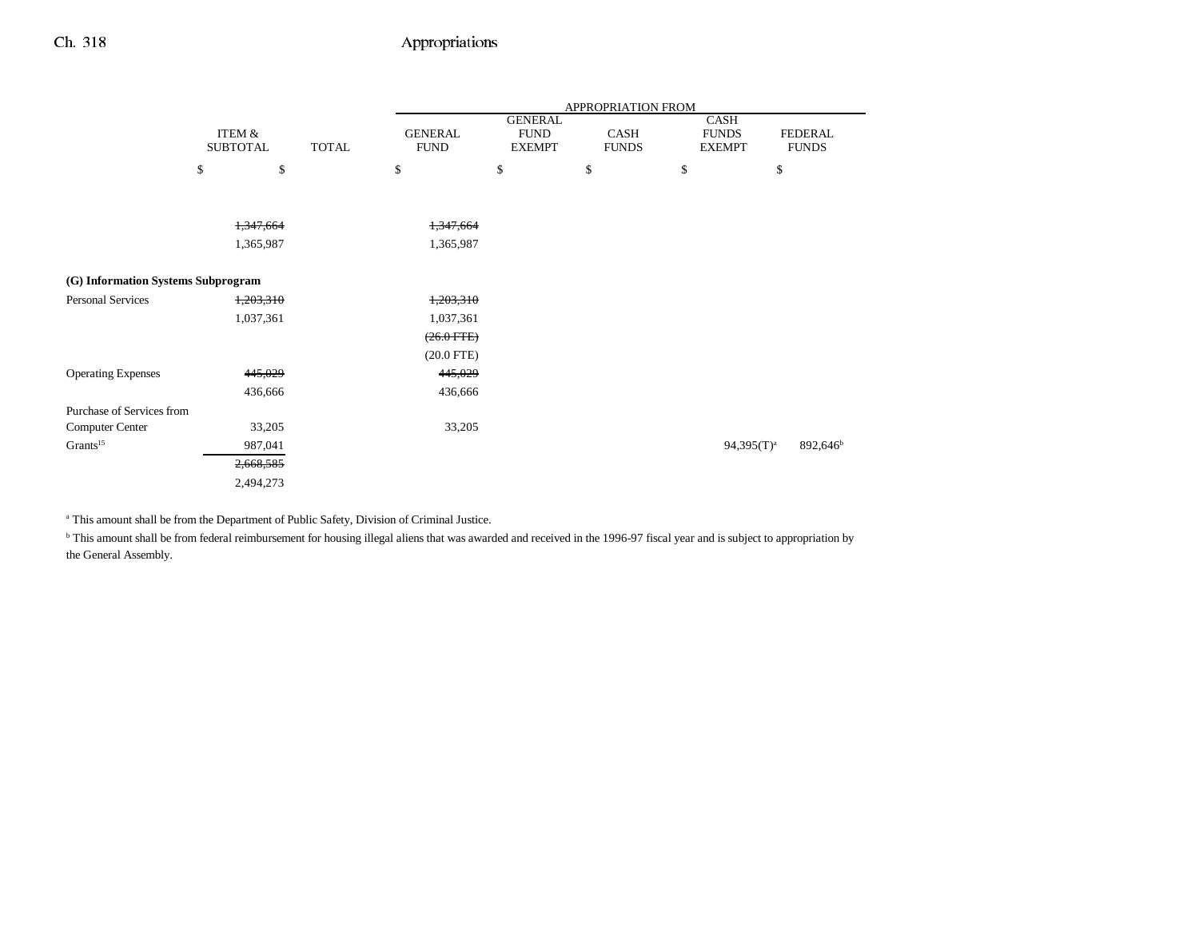| | ITEM & SUBTOTAL | TOTAL | APPROPRIATION FROM GENERAL FUND | GENERAL FUND EXEMPT | CASH FUNDS | CASH FUNDS EXEMPT | FEDERAL FUNDS |
|---|---|---|---|---|---|---|---|
| | $ | $ | $ | $ | $ | $ | $ |
| | ~~1,347,664~~ | | ~~1,347,664~~ | | | | |
| | 1,365,987 | | 1,365,987 | | | | |
| **(G) Information Systems Subprogram** | | | | | | | |
| Personal Services | ~~1,203,310~~ | | ~~1,203,310~~ | | | | |
| | 1,037,361 | | 1,037,361 | | | | |
| | | | ~~(26.0 FTE)~~ | | | | |
| | | | (20.0 FTE) | | | | |
| Operating Expenses | ~~445,029~~ | | ~~445,029~~ | | | | |
| | 436,666 | | 436,666 | | | | |
| Purchase of Services from Computer Center | 33,205 | | 33,205 | | | | |
| Grants[15] | 987,041 | | | | | 94,395(T)[a] | 892,646[b] |
| | ~~2,668,585~~ | | | | | | |
| | 2,494,273 | | | | | | |

[a] This amount shall be from the Department of Public Safety, Division of Criminal Justice.

[b] This amount shall be from federal reimbursement for housing illegal aliens that was awarded and received in the 1996-97 fiscal year and is subject to appropriation by the General Assembly.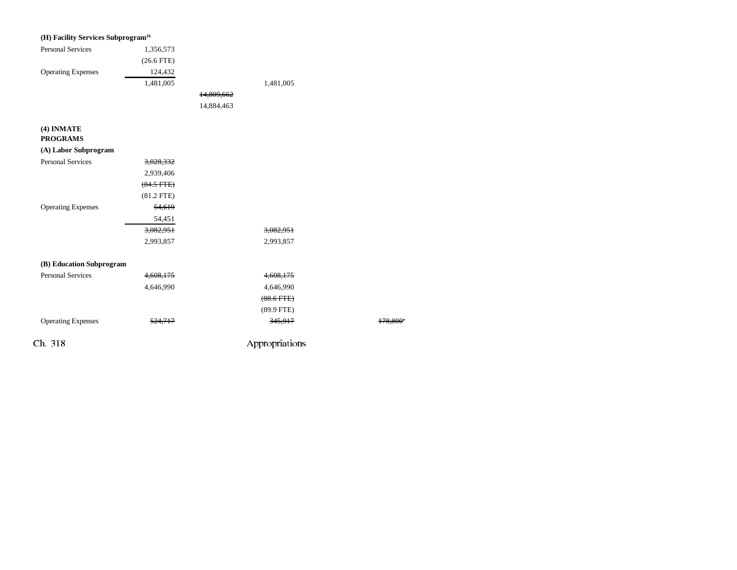**(H) Facility Services Subprogram**[16]

| | | | | |
|---|---|---|---|---|
| Personal Services | 1,356,573 | | | |
| | (26.6 FTE) | | | |
| Operating Expenses | 124,432 | | | |
| | 1,481,005 | | 1,481,005 | |
| | | ~~14,809,662~~ | | |
| | | 14,884,463 | | |

**(4) INMATE PROGRAMS**

**(A) Labor Subprogram**

| | | | | |
|---|---|---|---|---|
| Personal Services | ~~3,028,332~~ | | | |
| | 2,939,406 | | | |
| | ~~(84.5 FTE)~~ | | | |
| | (81.2 FTE) | | | |
| Operating Expenses | ~~54,619~~ | | | |
| | 54,451 | | | |
| | ~~3,082,951~~ | | ~~3,082,951~~ | |
| | 2,993,857 | | 2,993,857 | |

**(B) Education Subprogram**

| | | | | |
|---|---|---|---|---|
| Personal Services | ~~4,608,175~~ | | ~~4,608,175~~ | |
| | 4,646,990 | | 4,646,990 | |
| | | | ~~(88.6 FTE)~~ | |
| | | | (89.9 FTE) | |
| Operating Expenses | ~~524,717~~ | | ~~345,917~~ | ~~178,800~~[a] |

Ch. 318 Appropriations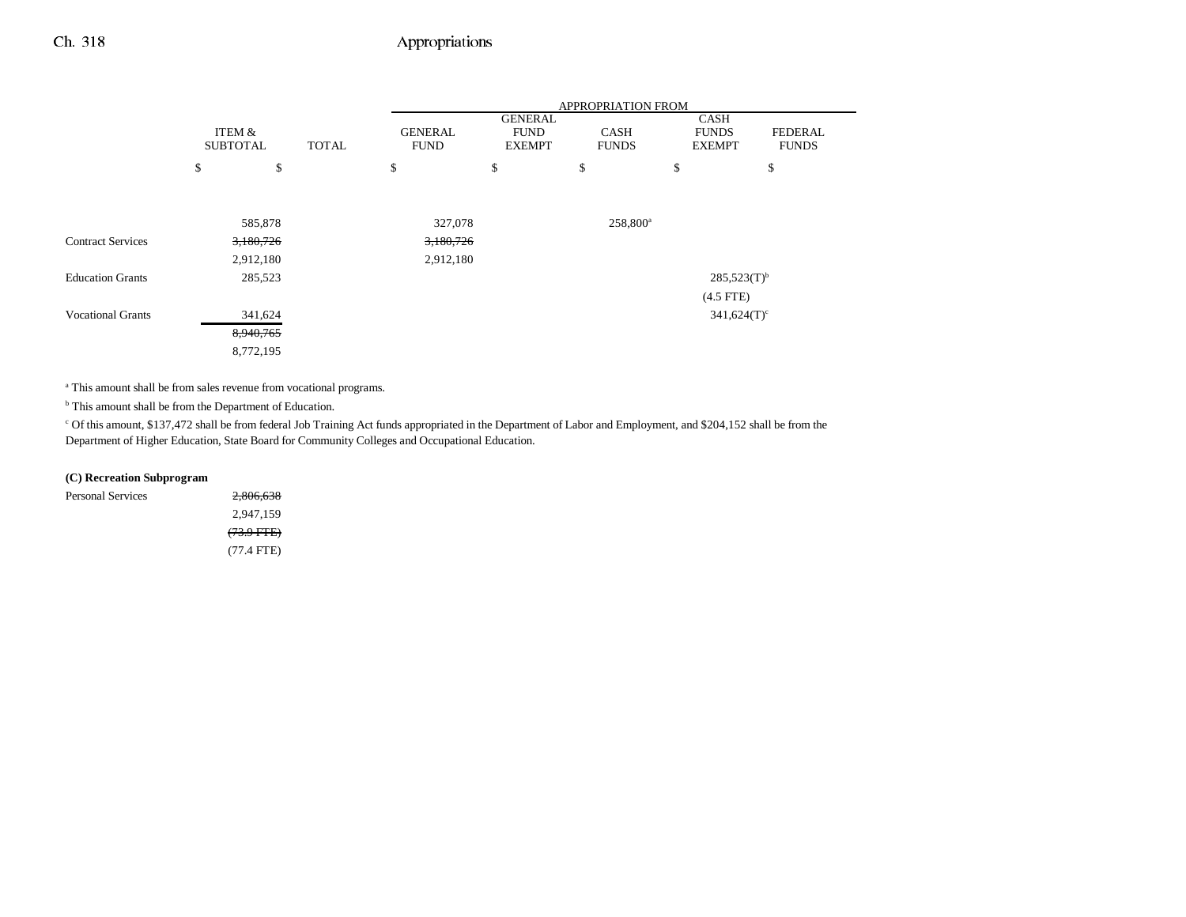| | ITEM & SUBTOTAL | TOTAL | GENERAL FUND | GENERAL FUND EXEMPT | CASH FUNDS | CASH FUNDS EXEMPT | FEDERAL FUNDS |
|---|---|---|---|---|---|---|---|
| | $ | $ | $ | $ | $ | $ | $ |
| | 585,878 | | 327,078 | | 258,800[a] | | |
| Contract Services | ~~3,180,726~~ | | ~~3,180,726~~ | | | | |
| | 2,912,180 | | 2,912,180 | | | | |
| Education Grants | 285,523 | | | | | 285,523(T)[b] | |
| | | | | | | (4.5 FTE) | |
| Vocational Grants | 341,624 | | | | | 341,624(T)[c] | |
| | ~~8,940,765~~ | | | | | | |
| | 8,772,195 | | | | | | |

[a] This amount shall be from sales revenue from vocational programs.

[b] This amount shall be from the Department of Education.

[c] Of this amount, $137,472 shall be from federal Job Training Act funds appropriated in the Department of Labor and Employment, and $204,152 shall be from the Department of Higher Education, State Board for Community Colleges and Occupational Education.

**(C) Recreation Subprogram**

| | ITEM & SUBTOTAL | TOTAL | GENERAL FUND | GENERAL FUND EXEMPT | CASH FUNDS | CASH FUNDS EXEMPT | FEDERAL FUNDS |
|---|---|---|---|---|---|---|---|
| Personal Services | ~~2,806,638~~ | | | | | | |
| | 2,947,159 | | | | | | |
| | ~~(73.9 FTE)~~ | | | | | | |
| | (77.4 FTE) | | | | | | |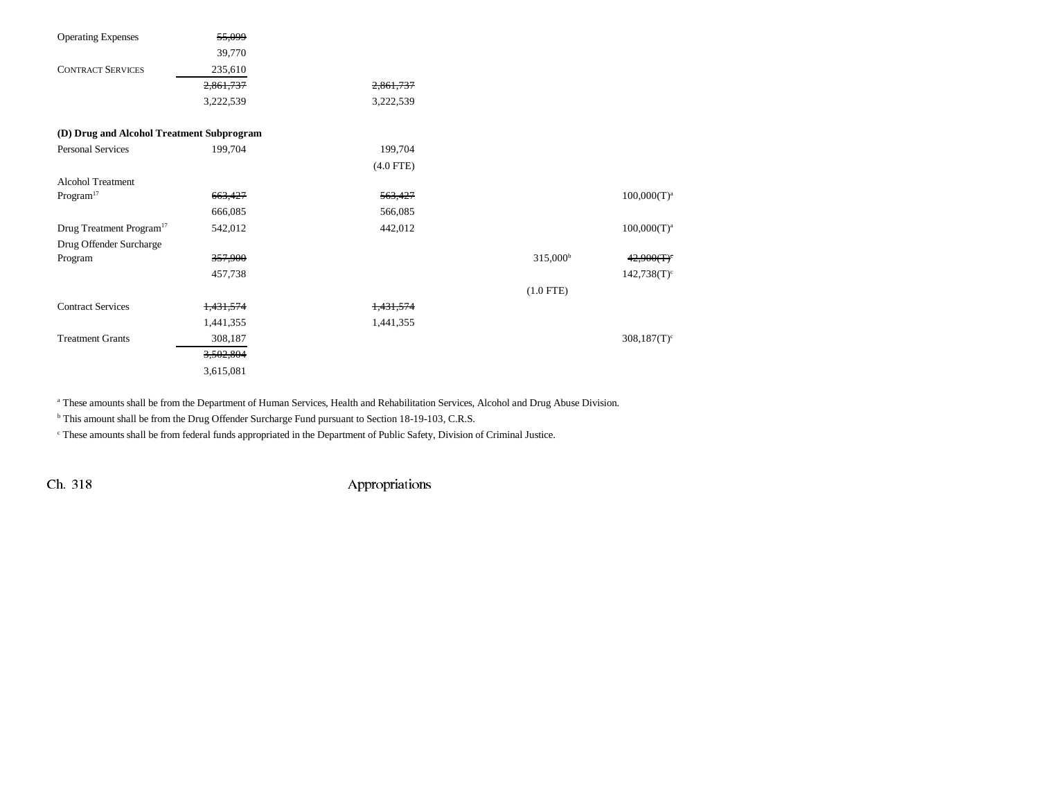| | | | | | |
|---|---|---|---|---|---|
| Operating Expenses | ~~55,099~~ | | | | |
| | 39,770 | | | | |
| CONTRACT SERVICES | 235,610 | | | | |
| | ~~2,861,737~~ | ~~2,861,737~~ | | | |
| | 3,222,539 | 3,222,539 | | | |

**(D) Drug and Alcohol Treatment Subprogram**

| | | | | | |
|---|---|---|---|---|---|
| Personal Services | 199,704 | 199,704 | | | |
| | | (4.0 FTE) | | | |
| Alcohol Treatment Program[17] | ~~663,427~~ | ~~563,427~~ | | | 100,000(T)[a] |
| | 666,085 | 566,085 | | | |
| Drug Treatment Program[17] | 542,012 | 442,012 | | | 100,000(T)[a] |
| Drug Offender Surcharge Program | ~~357,900~~ | | | 315,000[b] | ~~42,900(T)[c]~~ |
| | 457,738 | | | | 142,738(T)[c] |
| | | | | (1.0 FTE) | |
| Contract Services | ~~1,431,574~~ | ~~1,431,574~~ | | | |
| | 1,441,355 | 1,441,355 | | | |
| Treatment Grants | 308,187 | | | | 308,187(T)[c] |
| | ~~3,502,804~~ | | | | |
| | 3,615,081 | | | | |

[a] These amounts shall be from the Department of Human Services, Health and Rehabilitation Services, Alcohol and Drug Abuse Division.

[b] This amount shall be from the Drug Offender Surcharge Fund pursuant to Section 18-19-103, C.R.S.

[c] These amounts shall be from federal funds appropriated in the Department of Public Safety, Division of Criminal Justice.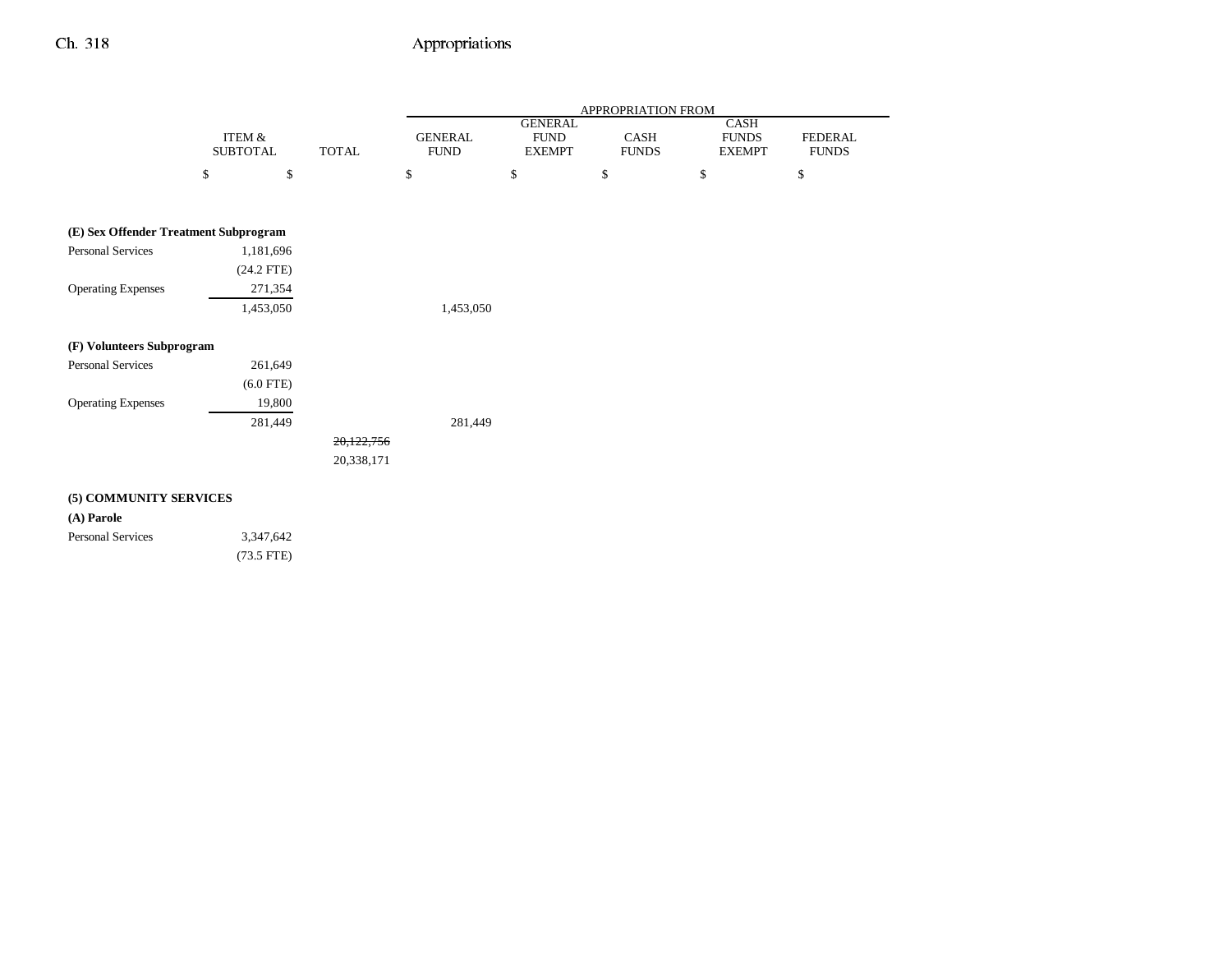| | ITEM & SUBTOTAL | TOTAL | APPROPRIATION FROM GENERAL FUND | GENERAL FUND EXEMPT | CASH FUNDS | CASH FUNDS EXEMPT | FEDERAL FUNDS |
|---|---|---|---|---|---|---|---|
| | $ | $ | $ | $ | $ | $ | $ |
| **(E) Sex Offender Treatment Subprogram** | | | | | | | |
| Personal Services | 1,181,696 | | | | | | |
| | (24.2 FTE) | | | | | | |
| Operating Expenses | 271,354 | | | | | | |
| | 1,453,050 | | 1,453,050 | | | | |
| **(F) Volunteers Subprogram** | | | | | | | |
| Personal Services | 261,649 | | | | | | |
| | (6.0 FTE) | | | | | | |
| Operating Expenses | 19,800 | | | | | | |
| | 281,449 | | 281,449 | | | | |
| | | ~~20,122,756~~ | | | | | |
| | | 20,338,171 | | | | | |
| **(5) COMMUNITY SERVICES** | | | | | | | |
| **(A) Parole** | | | | | | | |
| Personal Services | 3,347,642 | | | | | | |
| | (73.5 FTE) | | | | | | |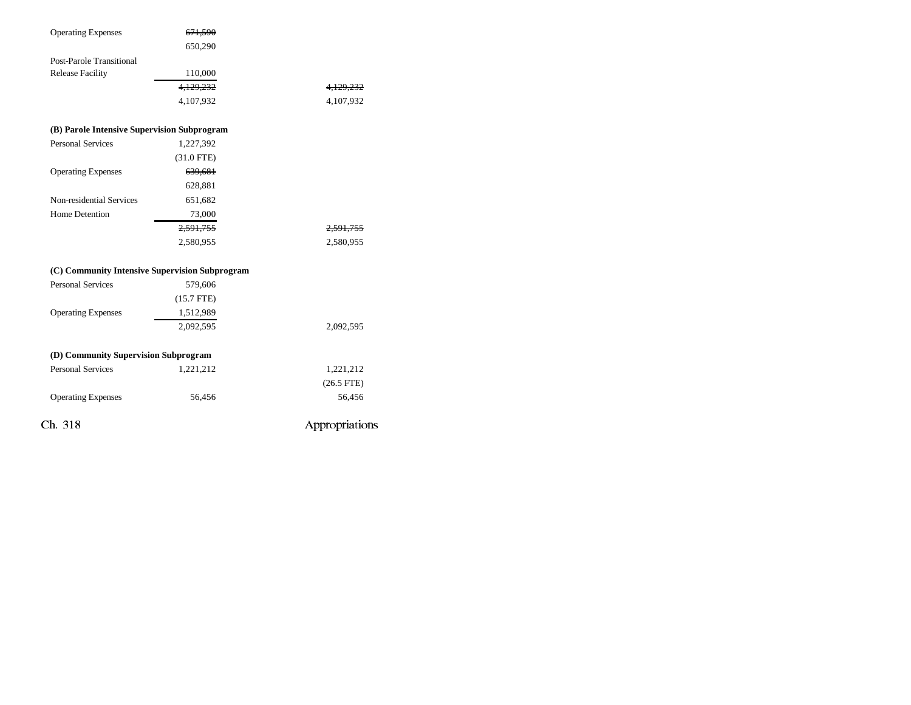| | | |
|---|---|---|
| Operating Expenses | ~~671,590~~ | |
| | 650,290 | |
| Post-Parole Transitional Release Facility | 110,000 | |
| | ~~4,129,232~~ | ~~4,129,232~~ |
| | 4,107,932 | 4,107,932 |

**(B) Parole Intensive Supervision Subprogram**

| | | |
|---|---|---|
| Personal Services | 1,227,392 | |
| | (31.0 FTE) | |
| Operating Expenses | ~~639,681~~ | |
| | 628,881 | |
| Non-residential Services | 651,682 | |
| Home Detention | 73,000 | |
| | ~~2,591,755~~ | ~~2,591,755~~ |
| | 2,580,955 | 2,580,955 |

**(C) Community Intensive Supervision Subprogram**

| | | |
|---|---|---|
| Personal Services | 579,606 | |
| | (15.7 FTE) | |
| Operating Expenses | 1,512,989 | |
| | 2,092,595 | 2,092,595 |

**(D) Community Supervision Subprogram**

| | | |
|---|---|---|
| Personal Services | 1,221,212 | 1,221,212 |
| | | (26.5 FTE) |
| Operating Expenses | 56,456 | 56,456 |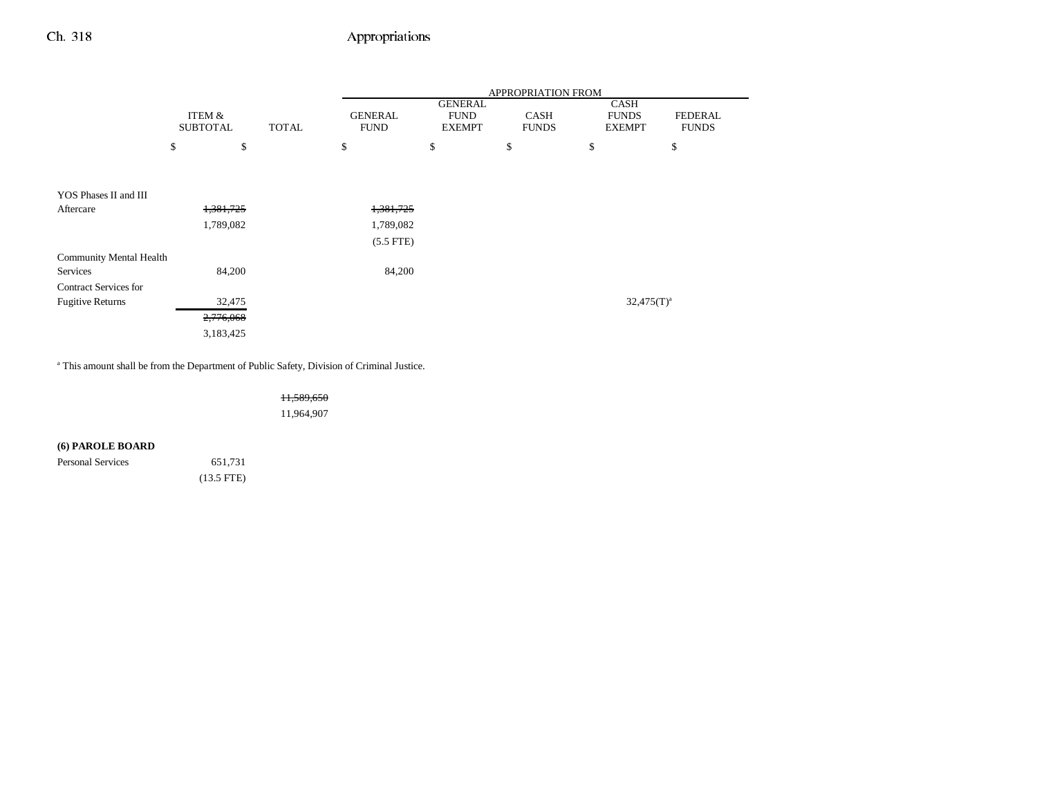| | ITEM & SUBTOTAL | TOTAL | APPROPRIATION FROM GENERAL FUND | GENERAL FUND EXEMPT | CASH FUNDS | CASH FUNDS EXEMPT | FEDERAL FUNDS |
|---|---|---|---|---|---|---|---|
| | $ | $ | $ | $ | $ | $ | $ |
| YOS Phases II and III Aftercare | ~~1,381,725~~ | | ~~1,381,725~~ | | | | |
| | 1,789,082 | | 1,789,082 | | | | |
| | | | (5.5 FTE) | | | | |
| Community Mental Health Services | 84,200 | | 84,200 | | | | |
| Contract Services for Fugitive Returns | 32,475 | | | | | 32,475(T)[a] | |
| | ~~2,776,068~~ | | | | | | |
| | 3,183,425 | | | | | | |

[a] This amount shall be from the Department of Public Safety, Division of Criminal Justice.

| | | | | | | | |
|---|---|---|---|---|---|---|---|
| | | ~~11,589,650~~ | | | | | |
| | | 11,964,907 | | | | | |

**(6) PAROLE BOARD**

| | | | | | | | |
|---|---|---|---|---|---|---|---|
| Personal Services | 651,731 | | | | | | |
| | (13.5 FTE) | | | | | | |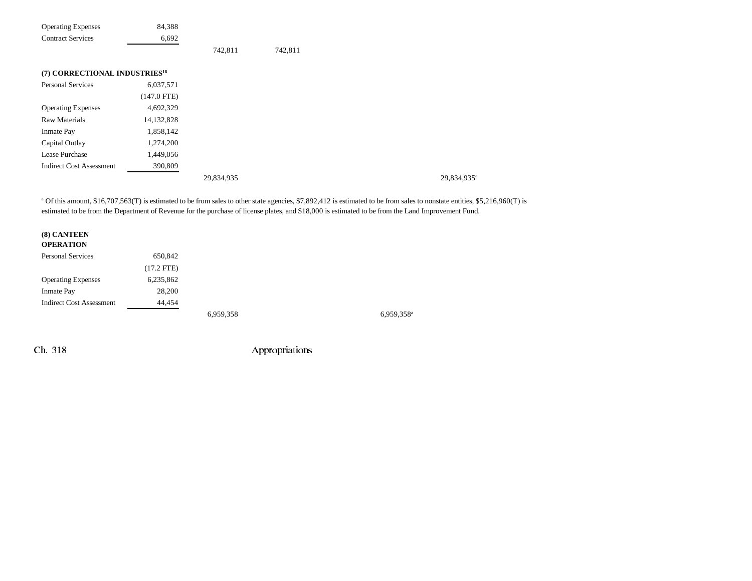| | | | | | | |
|---|---|---|---|---|---|---|
| Operating Expenses | 84,388 | | | | | |
| Contract Services | 6,692 | | | | | |
| | | 742,811 | 742,811 | | | |

**(7) CORRECTIONAL INDUSTRIES[18]**

| | | | | | | |
|---|---|---|---|---|---|---|
| Personal Services | 6,037,571 | | | | | |
| | (147.0 FTE) | | | | | |
| Operating Expenses | 4,692,329 | | | | | |
| Raw Materials | 14,132,828 | | | | | |
| Inmate Pay | 1,858,142 | | | | | |
| Capital Outlay | 1,274,200 | | | | | |
| Lease Purchase | 1,449,056 | | | | | |
| Indirect Cost Assessment | 390,809 | | | | | |
| | | 29,834,935 | | | | 29,834,935[a] |

[a] Of this amount, $16,707,563(T) is estimated to be from sales to other state agencies, $7,892,412 is estimated to be from sales to nonstate entities, $5,216,960(T) is estimated to be from the Department of Revenue for the purchase of license plates, and $18,000 is estimated to be from the Land Improvement Fund.

**(8) CANTEEN OPERATION**

| | | | | | | |
|---|---|---|---|---|---|---|
| Personal Services | 650,842 | | | | | |
| | (17.2 FTE) | | | | | |
| Operating Expenses | 6,235,862 | | | | | |
| Inmate Pay | 28,200 | | | | | |
| Indirect Cost Assessment | 44,454 | | | | | |
| | | 6,959,358 | | | 6,959,358[a] | |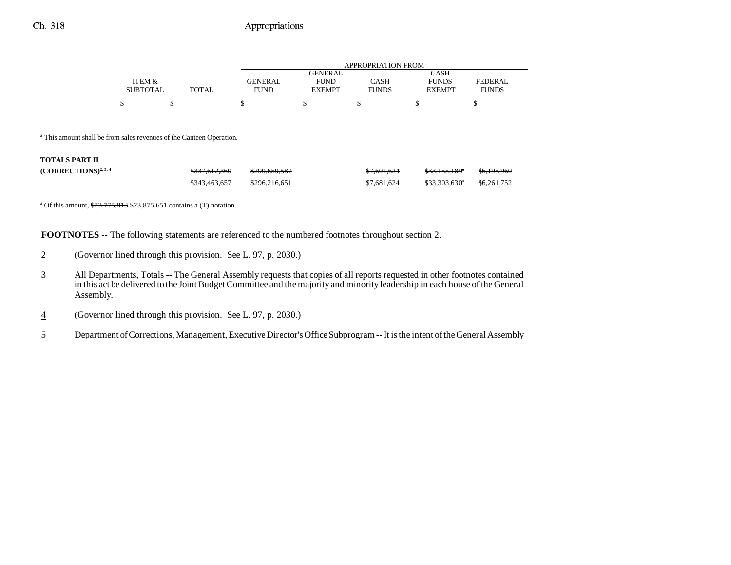| | ITEM & SUBTOTAL | TOTAL | GENERAL FUND | GENERAL FUND EXEMPT | CASH FUNDS | CASH FUNDS EXEMPT | FEDERAL FUNDS |
|---|---|---|---|---|---|---|---|
| | | | APPROPRIATION FROM | | | | |
| | $ | $ | $ | $ | $ | $ | $ |

[a] This amount shall be from sales revenues of the Canteen Operation.

| | ITEM & SUBTOTAL | TOTAL | GENERAL FUND | GENERAL FUND EXEMPT | CASH FUNDS | CASH FUNDS EXEMPT | FEDERAL FUNDS |
|---|---|---|---|---|---|---|---|
| **TOTALS PART II (CORRECTIONS)**[2, 3, 4] | | ~~$337,612,360~~ | ~~$290,659,587~~ | | ~~$7,601,624~~ | ~~$33,155,189~~[a] | ~~$6,195,960~~ |
| | | $343,463,657 | $296,216,651 | | $7,681,624 | $33,303,630[a] | $6,261,752 |

[a] Of this amount, ~~$23,775,813~~ $23,875,651 contains a (T) notation.

**FOOTNOTES** -- The following statements are referenced to the numbered footnotes throughout section 2.

2 (Governor lined through this provision. See L. 97, p. 2030.)

3 All Departments, Totals -- The General Assembly requests that copies of all reports requested in other footnotes contained in this act be delivered to the Joint Budget Committee and the majority and minority leadership in each house of the General Assembly.

4 (Governor lined through this provision. See L. 97, p. 2030.)

5 Department of Corrections, Management, Executive Director's Office Subprogram -- It is the intent of the General Assembly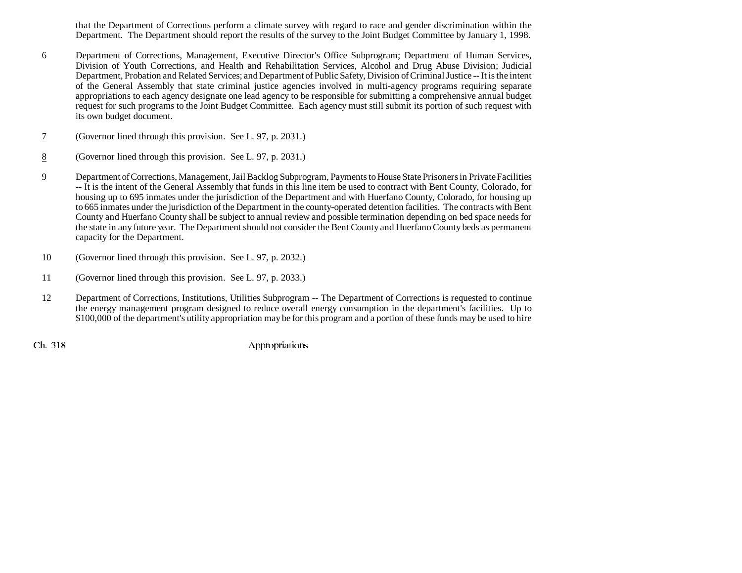that the Department of Corrections perform a climate survey with regard to race and gender discrimination within the Department. The Department should report the results of the survey to the Joint Budget Committee by January 1, 1998.

6 Department of Corrections, Management, Executive Director's Office Subprogram; Department of Human Services, Division of Youth Corrections, and Health and Rehabilitation Services, Alcohol and Drug Abuse Division; Judicial Department, Probation and Related Services; and Department of Public Safety, Division of Criminal Justice -- It is the intent of the General Assembly that state criminal justice agencies involved in multi-agency programs requiring separate appropriations to each agency designate one lead agency to be responsible for submitting a comprehensive annual budget request for such programs to the Joint Budget Committee. Each agency must still submit its portion of such request with its own budget document.

7 (Governor lined through this provision. See L. 97, p. 2031.)

8 (Governor lined through this provision. See L. 97, p. 2031.)

9 Department of Corrections, Management, Jail Backlog Subprogram, Payments to House State Prisoners in Private Facilities -- It is the intent of the General Assembly that funds in this line item be used to contract with Bent County, Colorado, for housing up to 695 inmates under the jurisdiction of the Department and with Huerfano County, Colorado, for housing up to 665 inmates under the jurisdiction of the Department in the county-operated detention facilities. The contracts with Bent County and Huerfano County shall be subject to annual review and possible termination depending on bed space needs for the state in any future year. The Department should not consider the Bent County and Huerfano County beds as permanent capacity for the Department.

10 (Governor lined through this provision. See L. 97, p. 2032.)

11 (Governor lined through this provision. See L. 97, p. 2033.)

12 Department of Corrections, Institutions, Utilities Subprogram -- The Department of Corrections is requested to continue the energy management program designed to reduce overall energy consumption in the department's facilities. Up to $100,000 of the department's utility appropriation may be for this program and a portion of these funds may be used to hire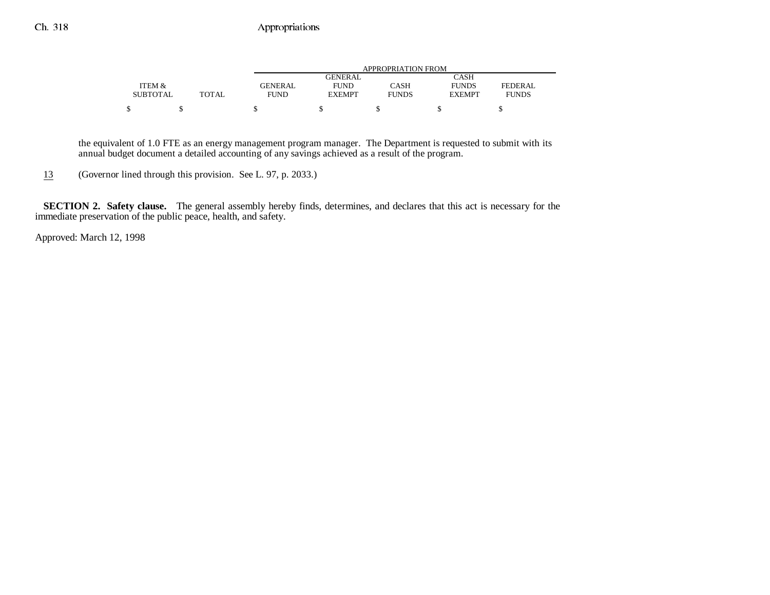| ITEM & SUBTOTAL | TOTAL | GENERAL FUND | GENERAL FUND EXEMPT | CASH FUNDS | CASH FUNDS EXEMPT | FEDERAL FUNDS |
|---|---|---|---|---|---|---|
| $ | $ | $ | $ | $ | $ | $ |

the equivalent of 1.0 FTE as an energy management program manager. The Department is requested to submit with its annual budget document a detailed accounting of any savings achieved as a result of the program.

13 (Governor lined through this provision. See L. 97, p. 2033.)

**SECTION 2. Safety clause.** The general assembly hereby finds, determines, and declares that this act is necessary for the immediate preservation of the public peace, health, and safety.

Approved: March 12, 1998